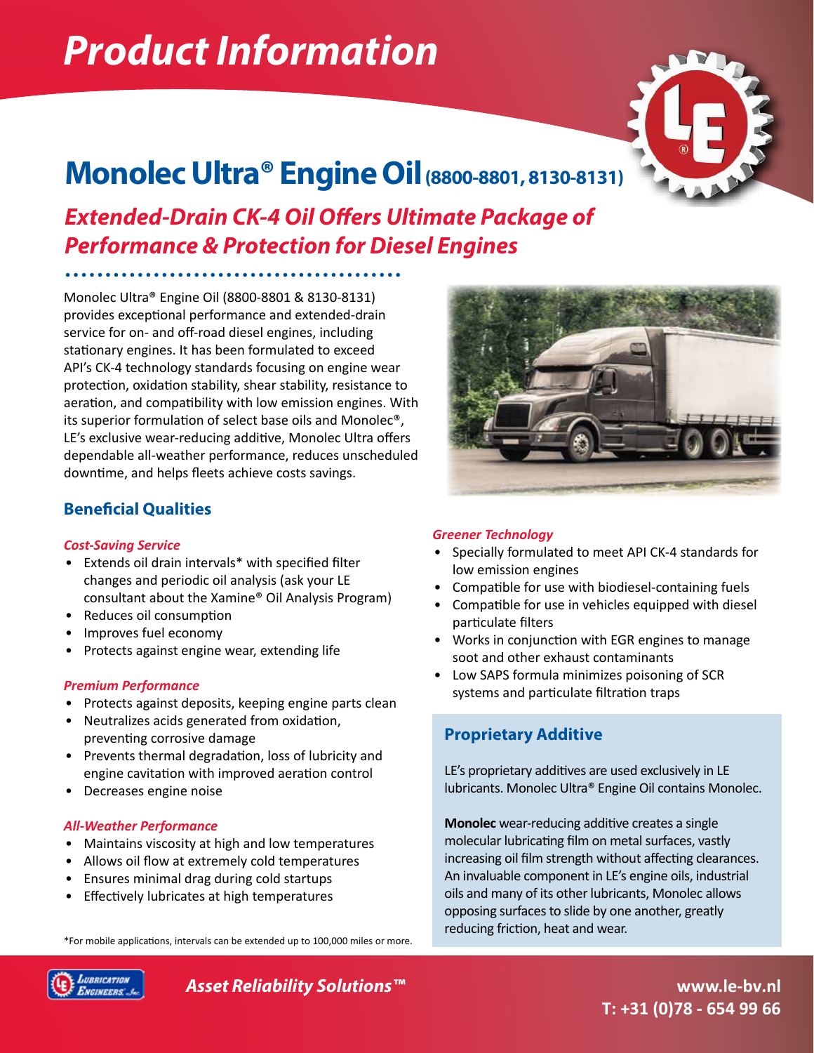# Product Information

## Monolec Ultra® Engine Oil (8800-8801, 8130-8131)

### *Extended-Drain CK-4 Oil Offers Ultimate Package of Performance & Protection for Diesel Engines*

Monolec Ultra® Engine Oil (8800-8801 & 8130-8131) provides exceptional performance and extended-drain service for on- and off-road diesel engines, including stationary engines. It has been formulated to exceed API's CK-4 technology standards focusing on engine wear protection, oxidation stability, shear stability, resistance to aeration, and compatibility with low emission engines. With its superior formulation of select base oils and Monolec®, LE's exclusive wear-reducing additive, Monolec Ultra offers dependable all-weather performance, reduces unscheduled downtime, and helps fleets achieve costs savings.

### Beneficial Qualities

*Cost-Saving Service*

- Extends oil drain intervals* with specified filter changes and periodic oil analysis (ask your LE consultant about the Xamine® Oil Analysis Program)
- Reduces oil consumption
- Improves fuel economy
- Protects against engine wear, extending life

*Premium Performance*

- Protects against deposits, keeping engine parts clean
- Neutralizes acids generated from oxidation, preventing corrosive damage
- Prevents thermal degradation, loss of lubricity and engine cavitation with improved aeration control
- Decreases engine noise

*All-Weather Performance*

- Maintains viscosity at high and low temperatures
- Allows oil flow at extremely cold temperatures
- Ensures minimal drag during cold startups
- Effectively lubricates at high temperatures

*For mobile applications, intervals can be extended up to 100,000 miles or more.

*Greener Technology*

- Specially formulated to meet API CK-4 standards for low emission engines
- Compatible for use with biodiesel-containing fuels
- Compatible for use in vehicles equipped with diesel particulate filters
- Works in conjunction with EGR engines to manage soot and other exhaust contaminants
- Low SAPS formula minimizes poisoning of SCR systems and particulate filtration traps

### Proprietary Additive

LE's proprietary additives are used exclusively in LE lubricants. Monolec Ultra® Engine Oil contains Monolec.

**Monolec** wear-reducing additive creates a single molecular lubricating film on metal surfaces, vastly increasing oil film strength without affecting clearances. An invaluable component in LE's engine oils, industrial oils and many of its other lubricants, Monolec allows opposing surfaces to slide by one another, greatly reducing friction, heat and wear.

*Asset Reliability Solutions™*

www.le-bv.nl
T: +31 (0)78 - 654 99 66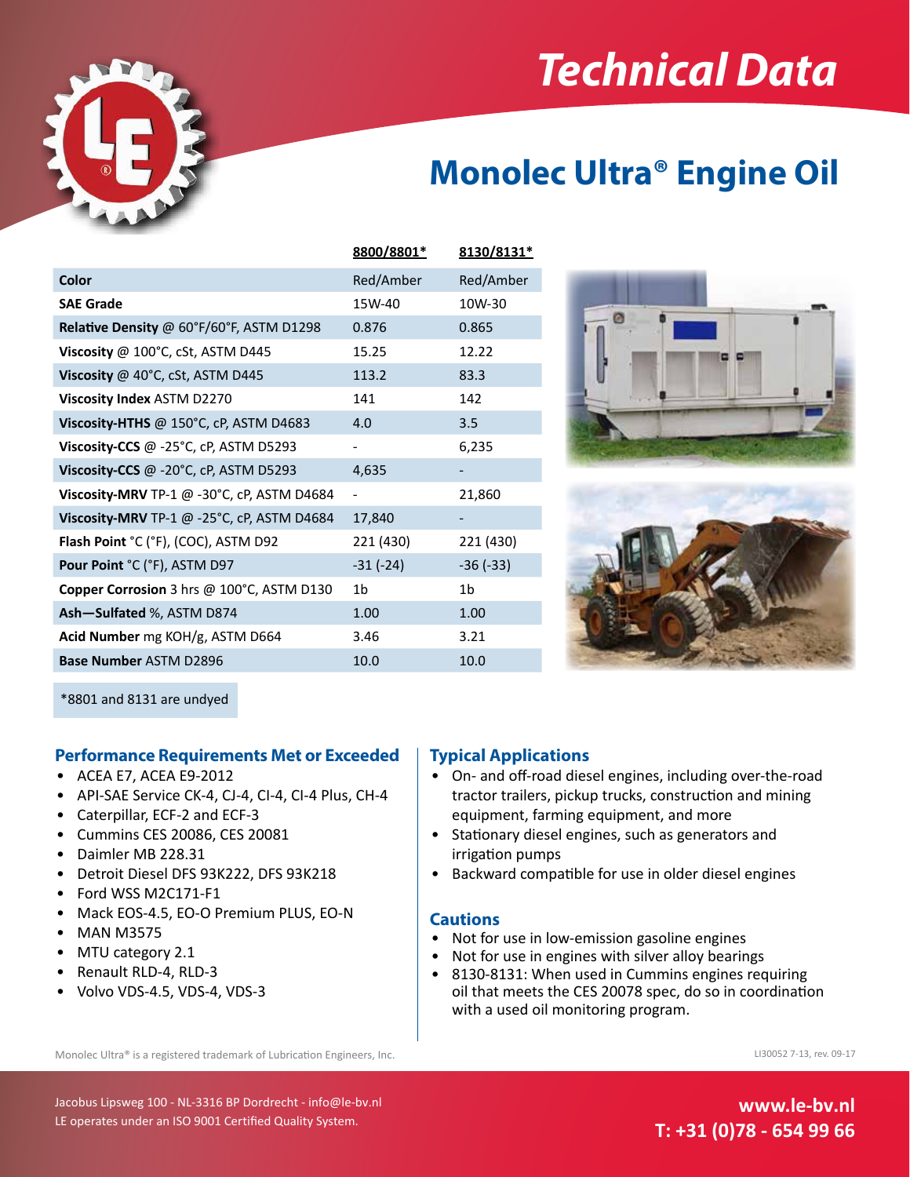# Technical Data

# Monolec Ultra® Engine Oil

| | 8800/8801* | 8130/8131* |
|---|---|---|
| **Color** | Red/Amber | Red/Amber |
| **SAE Grade** | 15W-40 | 10W-30 |
| **Relative Density** @ 60°F/60°F, ASTM D1298 | 0.876 | 0.865 |
| **Viscosity** @ 100°C, cSt, ASTM D445 | 15.25 | 12.22 |
| **Viscosity** @ 40°C, cSt, ASTM D445 | 113.2 | 83.3 |
| **Viscosity Index** ASTM D2270 | 141 | 142 |
| **Viscosity-HTHS** @ 150°C, cP, ASTM D4683 | 4.0 | 3.5 |
| **Viscosity-CCS** @ -25°C, cP, ASTM D5293 | - | 6,235 |
| **Viscosity-CCS** @ -20°C, cP, ASTM D5293 | 4,635 | - |
| **Viscosity-MRV** TP-1 @ -30°C, cP, ASTM D4684 | - | 21,860 |
| **Viscosity-MRV** TP-1 @ -25°C, cP, ASTM D4684 | 17,840 | - |
| **Flash Point** °C (°F), (COC), ASTM D92 | 221 (430) | 221 (430) |
| **Pour Point** °C (°F), ASTM D97 | -31 (-24) | -36 (-33) |
| **Copper Corrosion** 3 hrs @ 100°C, ASTM D130 | 1b | 1b |
| **Ash—Sulfated** %, ASTM D874 | 1.00 | 1.00 |
| **Acid Number** mg KOH/g, ASTM D664 | 3.46 | 3.21 |
| **Base Number** ASTM D2896 | 10.0 | 10.0 |

*8801 and 8131 are undyed

## Performance Requirements Met or Exceeded

- ACEA E7, ACEA E9-2012
- API-SAE Service CK-4, CJ-4, CI-4, CI-4 Plus, CH-4
- Caterpillar, ECF-2 and ECF-3
- Cummins CES 20086, CES 20081
- Daimler MB 228.31
- Detroit Diesel DFS 93K222, DFS 93K218
- Ford WSS M2C171-F1
- Mack EOS-4.5, EO-O Premium PLUS, EO-N
- MAN M3575
- MTU category 2.1
- Renault RLD-4, RLD-3
- Volvo VDS-4.5, VDS-4, VDS-3

## Typical Applications

- On- and off-road diesel engines, including over-the-road tractor trailers, pickup trucks, construction and mining equipment, farming equipment, and more
- Stationary diesel engines, such as generators and irrigation pumps
- Backward compatible for use in older diesel engines

## Cautions

- Not for use in low-emission gasoline engines
- Not for use in engines with silver alloy bearings
- 8130-8131: When used in Cummins engines requiring oil that meets the CES 20078 spec, do so in coordination with a used oil monitoring program.

Monolec Ultra® is a registered trademark of Lubrication Engineers, Inc.

LI30052 7-13, rev. 09-17

Jacobus Lipsweg 100 - NL-3316 BP Dordrecht - info@le-bv.nl
LE operates under an ISO 9001 Certified Quality System.

**www.le-bv.nl**
**T: +31 (0)78 - 654 99 66**